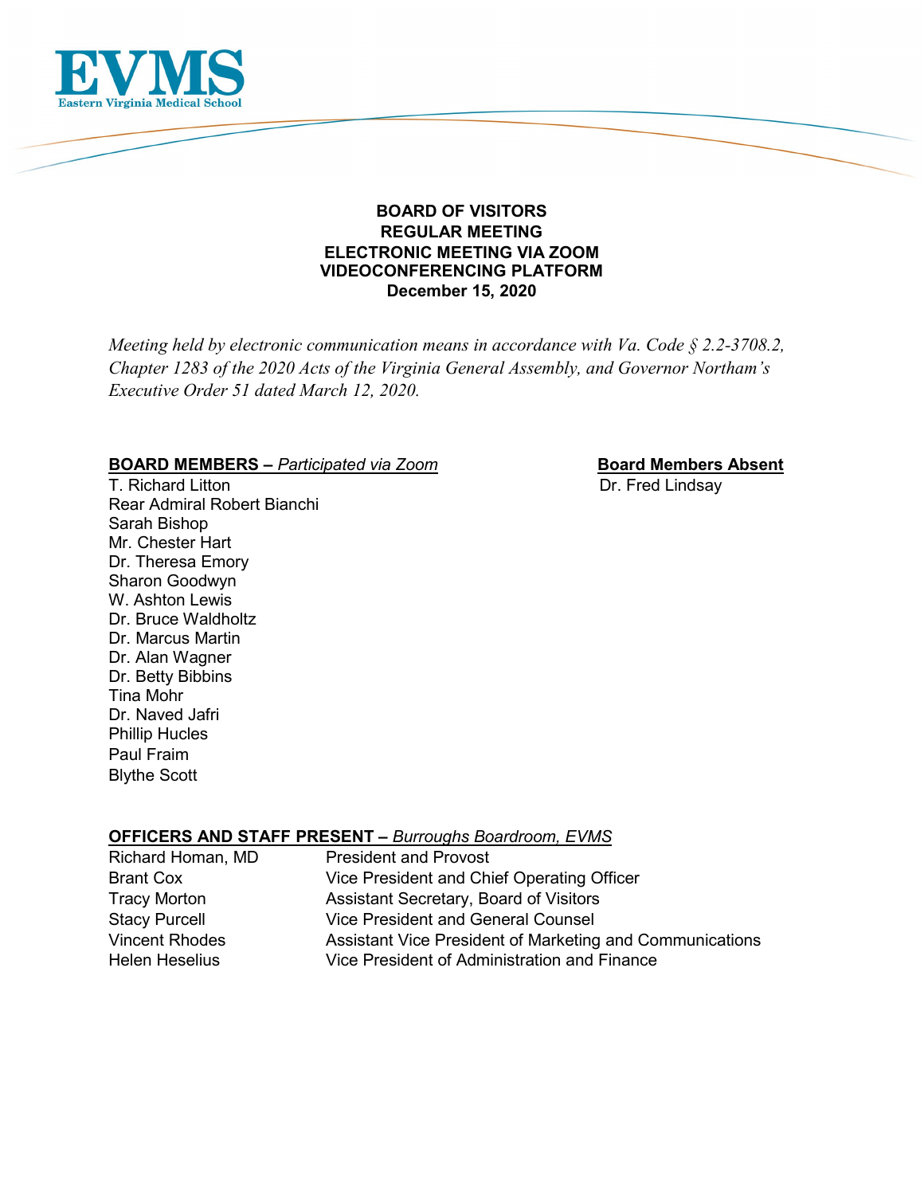EVMS
Eastern Virginia Medical School

**BOARD OF VISITORS**
**REGULAR MEETING**
**ELECTRONIC MEETING VIA ZOOM**
**VIDEOCONFERENCING PLATFORM**
**December 15, 2020**

*Meeting held by electronic communication means in accordance with Va. Code § 2.2-3708.2, Chapter 1283 of the 2020 Acts of the Virginia General Assembly, and Governor Northam's Executive Order 51 dated March 12, 2020.*

**BOARD MEMBERS –** *Participated via Zoom*

T. Richard Litton
Rear Admiral Robert Bianchi
Sarah Bishop
Mr. Chester Hart
Dr. Theresa Emory
Sharon Goodwyn
W. Ashton Lewis
Dr. Bruce Waldholtz
Dr. Marcus Martin
Dr. Alan Wagner
Dr. Betty Bibbins
Tina Mohr
Dr. Naved Jafri
Phillip Hucles
Paul Fraim
Blythe Scott

**Board Members Absent**

Dr. Fred Lindsay

**OFFICERS AND STAFF PRESENT –** *Burroughs Boardroom, EVMS*

| | |
|---|---|
| Richard Homan, MD | President and Provost |
| Brant Cox | Vice President and Chief Operating Officer |
| Tracy Morton | Assistant Secretary, Board of Visitors |
| Stacy Purcell | Vice President and General Counsel |
| Vincent Rhodes | Assistant Vice President of Marketing and Communications |
| Helen Heselius | Vice President of Administration and Finance |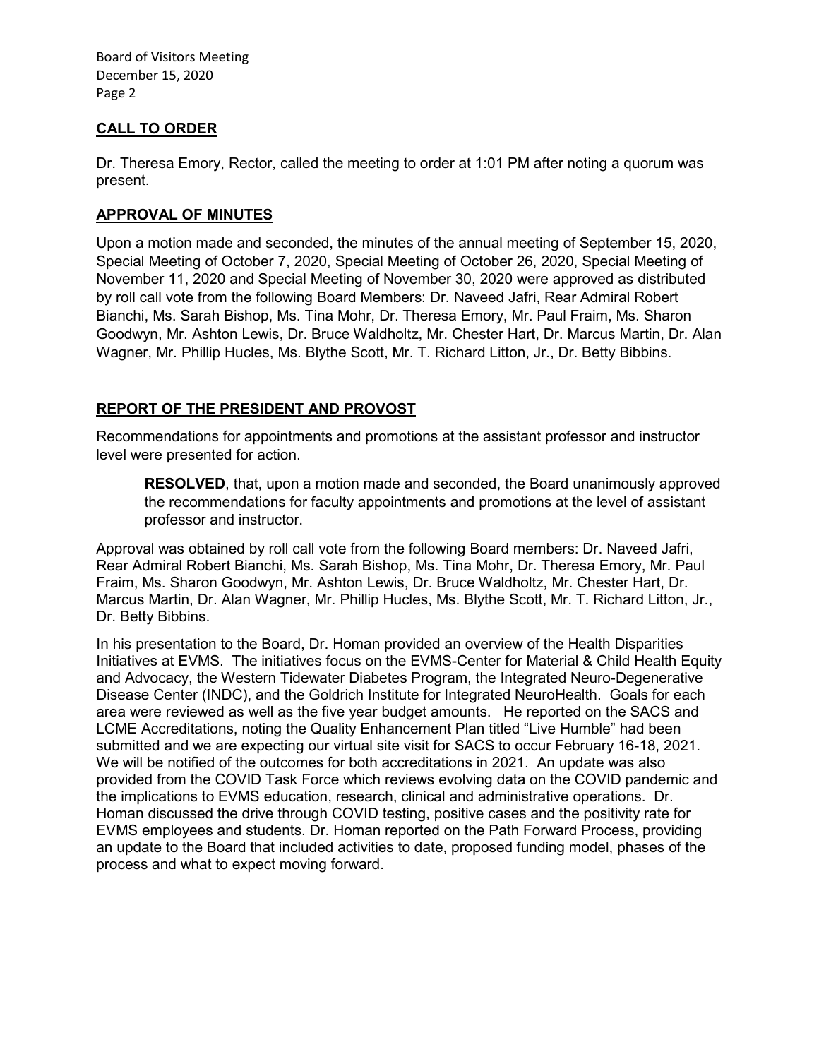## CALL TO ORDER

Dr. Theresa Emory, Rector, called the meeting to order at 1:01 PM after noting a quorum was present.

## APPROVAL OF MINUTES

Upon a motion made and seconded, the minutes of the annual meeting of September 15, 2020, Special Meeting of October 7, 2020, Special Meeting of October 26, 2020, Special Meeting of November 11, 2020 and Special Meeting of November 30, 2020 were approved as distributed by roll call vote from the following Board Members: Dr. Naveed Jafri, Rear Admiral Robert Bianchi, Ms. Sarah Bishop, Ms. Tina Mohr, Dr. Theresa Emory, Mr. Paul Fraim, Ms. Sharon Goodwyn, Mr. Ashton Lewis, Dr. Bruce Waldholtz, Mr. Chester Hart, Dr. Marcus Martin, Dr. Alan Wagner, Mr. Phillip Hucles, Ms. Blythe Scott, Mr. T. Richard Litton, Jr., Dr. Betty Bibbins.

## REPORT OF THE PRESIDENT AND PROVOST

Recommendations for appointments and promotions at the assistant professor and instructor level were presented for action.

> **RESOLVED**, that, upon a motion made and seconded, the Board unanimously approved the recommendations for faculty appointments and promotions at the level of assistant professor and instructor.

Approval was obtained by roll call vote from the following Board members: Dr. Naveed Jafri, Rear Admiral Robert Bianchi, Ms. Sarah Bishop, Ms. Tina Mohr, Dr. Theresa Emory, Mr. Paul Fraim, Ms. Sharon Goodwyn, Mr. Ashton Lewis, Dr. Bruce Waldholtz, Mr. Chester Hart, Dr. Marcus Martin, Dr. Alan Wagner, Mr. Phillip Hucles, Ms. Blythe Scott, Mr. T. Richard Litton, Jr., Dr. Betty Bibbins.

In his presentation to the Board, Dr. Homan provided an overview of the Health Disparities Initiatives at EVMS. The initiatives focus on the EVMS-Center for Material & Child Health Equity and Advocacy, the Western Tidewater Diabetes Program, the Integrated Neuro-Degenerative Disease Center (INDC), and the Goldrich Institute for Integrated NeuroHealth. Goals for each area were reviewed as well as the five year budget amounts. He reported on the SACS and LCME Accreditations, noting the Quality Enhancement Plan titled "Live Humble" had been submitted and we are expecting our virtual site visit for SACS to occur February 16-18, 2021. We will be notified of the outcomes for both accreditations in 2021. An update was also provided from the COVID Task Force which reviews evolving data on the COVID pandemic and the implications to EVMS education, research, clinical and administrative operations. Dr. Homan discussed the drive through COVID testing, positive cases and the positivity rate for EVMS employees and students. Dr. Homan reported on the Path Forward Process, providing an update to the Board that included activities to date, proposed funding model, phases of the process and what to expect moving forward.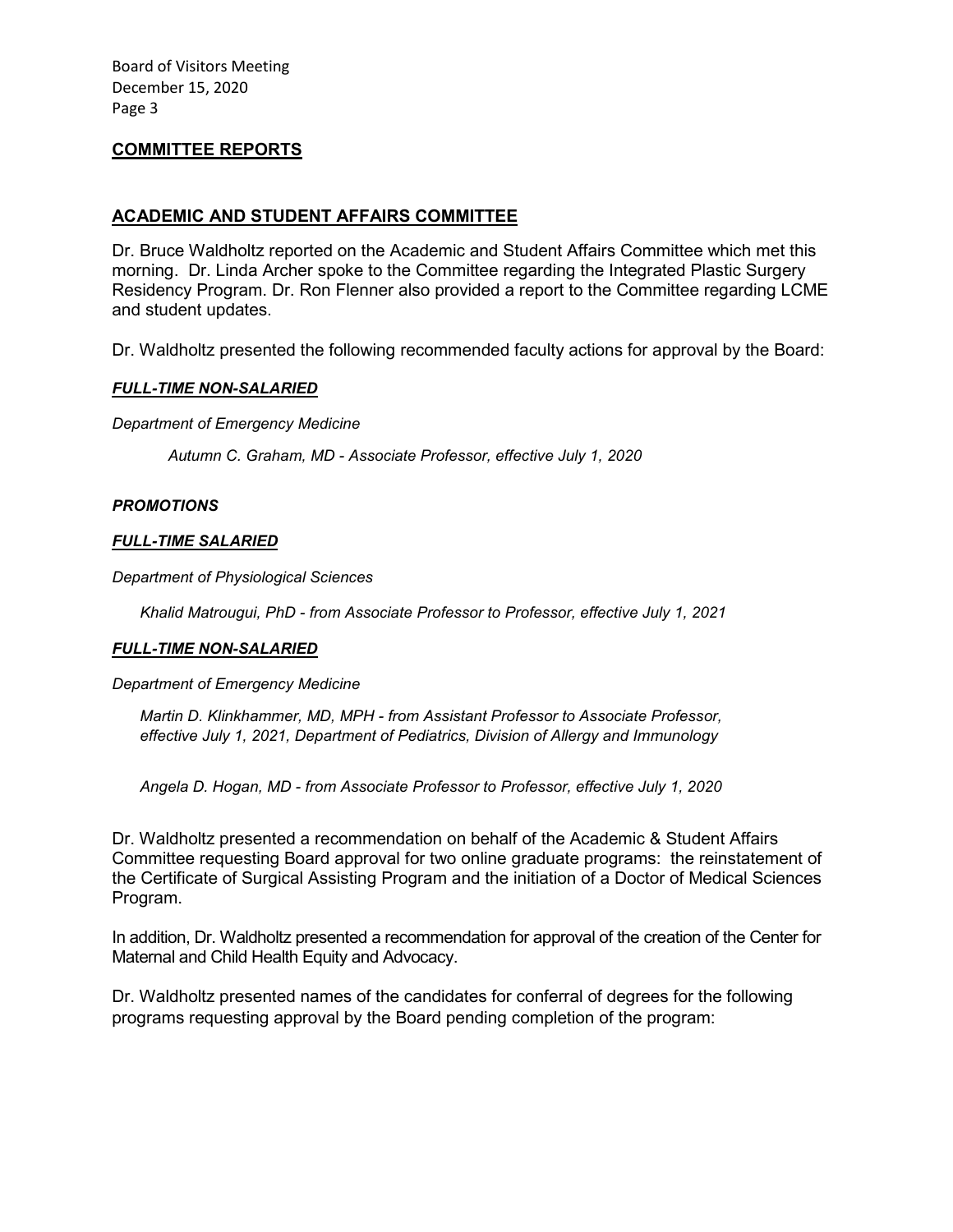## COMMITTEE REPORTS

### ACADEMIC AND STUDENT AFFAIRS COMMITTEE

Dr. Bruce Waldholtz reported on the Academic and Student Affairs Committee which met this morning. Dr. Linda Archer spoke to the Committee regarding the Integrated Plastic Surgery Residency Program. Dr. Ron Flenner also provided a report to the Committee regarding LCME and student updates.

Dr. Waldholtz presented the following recommended faculty actions for approval by the Board:

***FULL-TIME NON-SALARIED***

*Department of Emergency Medicine*

*Autumn C. Graham, MD - Associate Professor, effective July 1, 2020*

***PROMOTIONS***

***FULL-TIME SALARIED***

*Department of Physiological Sciences*

*Khalid Matrougui, PhD - from Associate Professor to Professor, effective July 1, 2021*

***FULL-TIME NON-SALARIED***

*Department of Emergency Medicine*

*Martin D. Klinkhammer, MD, MPH - from Assistant Professor to Associate Professor, effective July 1, 2021, Department of Pediatrics, Division of Allergy and Immunology*

*Angela D. Hogan, MD - from Associate Professor to Professor, effective July 1, 2020*

Dr. Waldholtz presented a recommendation on behalf of the Academic & Student Affairs Committee requesting Board approval for two online graduate programs: the reinstatement of the Certificate of Surgical Assisting Program and the initiation of a Doctor of Medical Sciences Program.

In addition, Dr. Waldholtz presented a recommendation for approval of the creation of the Center for Maternal and Child Health Equity and Advocacy.

Dr. Waldholtz presented names of the candidates for conferral of degrees for the following programs requesting approval by the Board pending completion of the program: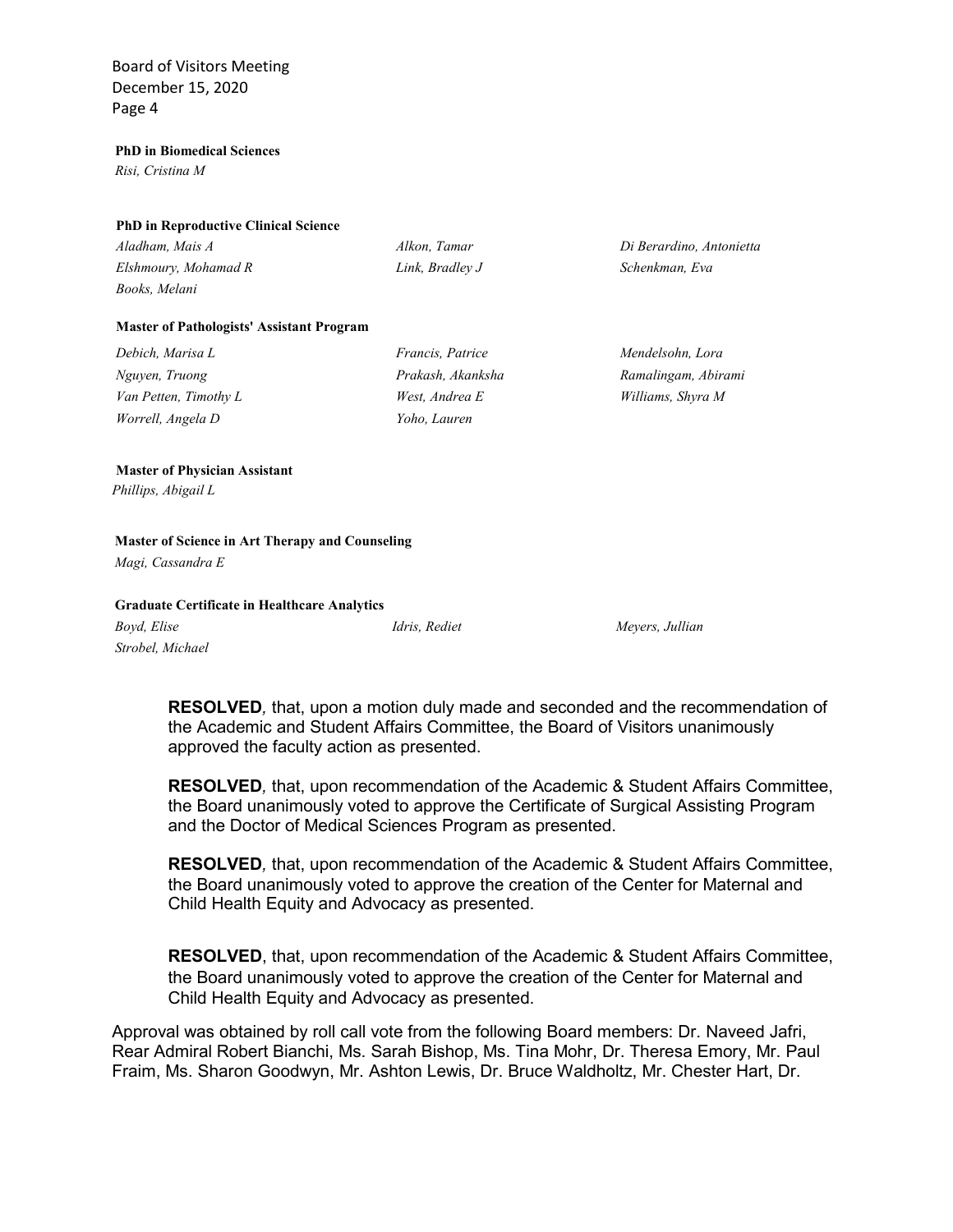**PhD in Biomedical Sciences**

*Risi, Cristina M*

**PhD in Reproductive Clinical Science**

*Aladham, Mais A*
*Alkon, Tamar*
*Di Berardino, Antonietta*
*Elshmoury, Mohamad R*
*Link, Bradley J*
*Schenkman, Eva*
*Books, Melani*

**Master of Pathologists' Assistant Program**

*Debich, Marisa L*
*Francis, Patrice*
*Mendelsohn, Lora*
*Nguyen, Truong*
*Prakash, Akanksha*
*Ramalingam, Abirami*
*Van Petten, Timothy L*
*West, Andrea E*
*Williams, Shyra M*
*Worrell, Angela D*
*Yoho, Lauren*

**Master of Physician Assistant**

*Phillips, Abigail L*

**Master of Science in Art Therapy and Counseling**

*Magi, Cassandra E*

**Graduate Certificate in Healthcare Analytics**

*Boyd, Elise*
*Idris, Rediet*
*Meyers, Jullian*
*Strobel, Michael*

**RESOLVED**, that, upon a motion duly made and seconded and the recommendation of the Academic and Student Affairs Committee, the Board of Visitors unanimously approved the faculty action as presented.

**RESOLVED**, that, upon recommendation of the Academic & Student Affairs Committee, the Board unanimously voted to approve the Certificate of Surgical Assisting Program and the Doctor of Medical Sciences Program as presented.

**RESOLVED**, that, upon recommendation of the Academic & Student Affairs Committee, the Board unanimously voted to approve the creation of the Center for Maternal and Child Health Equity and Advocacy as presented.

**RESOLVED**, that, upon recommendation of the Academic & Student Affairs Committee, the Board unanimously voted to approve the creation of the Center for Maternal and Child Health Equity and Advocacy as presented.

Approval was obtained by roll call vote from the following Board members: Dr. Naveed Jafri, Rear Admiral Robert Bianchi, Ms. Sarah Bishop, Ms. Tina Mohr, Dr. Theresa Emory, Mr. Paul Fraim, Ms. Sharon Goodwyn, Mr. Ashton Lewis, Dr. Bruce Waldholtz, Mr. Chester Hart, Dr.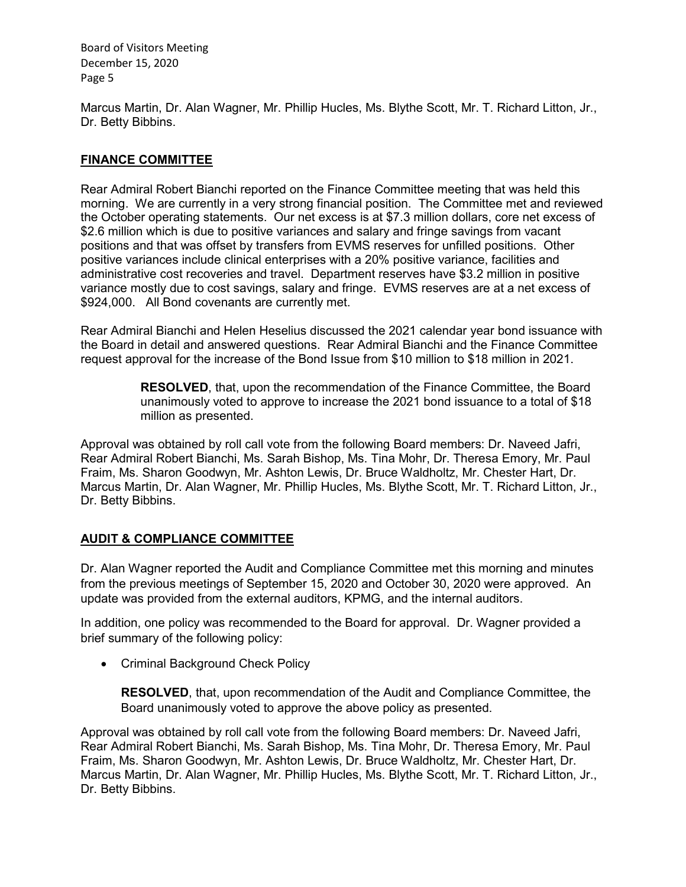Marcus Martin, Dr. Alan Wagner, Mr. Phillip Hucles, Ms. Blythe Scott, Mr. T. Richard Litton, Jr., Dr. Betty Bibbins.

## **FINANCE COMMITTEE**

Rear Admiral Robert Bianchi reported on the Finance Committee meeting that was held this morning. We are currently in a very strong financial position. The Committee met and reviewed the October operating statements. Our net excess is at $7.3 million dollars, core net excess of $2.6 million which is due to positive variances and salary and fringe savings from vacant positions and that was offset by transfers from EVMS reserves for unfilled positions. Other positive variances include clinical enterprises with a 20% positive variance, facilities and administrative cost recoveries and travel. Department reserves have $3.2 million in positive variance mostly due to cost savings, salary and fringe. EVMS reserves are at a net excess of $924,000. All Bond covenants are currently met.

Rear Admiral Bianchi and Helen Heselius discussed the 2021 calendar year bond issuance with the Board in detail and answered questions. Rear Admiral Bianchi and the Finance Committee request approval for the increase of the Bond Issue from $10 million to $18 million in 2021.

> **RESOLVED**, that, upon the recommendation of the Finance Committee, the Board unanimously voted to approve to increase the 2021 bond issuance to a total of $18 million as presented.

Approval was obtained by roll call vote from the following Board members: Dr. Naveed Jafri, Rear Admiral Robert Bianchi, Ms. Sarah Bishop, Ms. Tina Mohr, Dr. Theresa Emory, Mr. Paul Fraim, Ms. Sharon Goodwyn, Mr. Ashton Lewis, Dr. Bruce Waldholtz, Mr. Chester Hart, Dr. Marcus Martin, Dr. Alan Wagner, Mr. Phillip Hucles, Ms. Blythe Scott, Mr. T. Richard Litton, Jr., Dr. Betty Bibbins.

## **AUDIT & COMPLIANCE COMMITTEE**

Dr. Alan Wagner reported the Audit and Compliance Committee met this morning and minutes from the previous meetings of September 15, 2020 and October 30, 2020 were approved. An update was provided from the external auditors, KPMG, and the internal auditors.

In addition, one policy was recommended to the Board for approval. Dr. Wagner provided a brief summary of the following policy:

- Criminal Background Check Policy

> **RESOLVED**, that, upon recommendation of the Audit and Compliance Committee, the Board unanimously voted to approve the above policy as presented.

Approval was obtained by roll call vote from the following Board members: Dr. Naveed Jafri, Rear Admiral Robert Bianchi, Ms. Sarah Bishop, Ms. Tina Mohr, Dr. Theresa Emory, Mr. Paul Fraim, Ms. Sharon Goodwyn, Mr. Ashton Lewis, Dr. Bruce Waldholtz, Mr. Chester Hart, Dr. Marcus Martin, Dr. Alan Wagner, Mr. Phillip Hucles, Ms. Blythe Scott, Mr. T. Richard Litton, Jr., Dr. Betty Bibbins.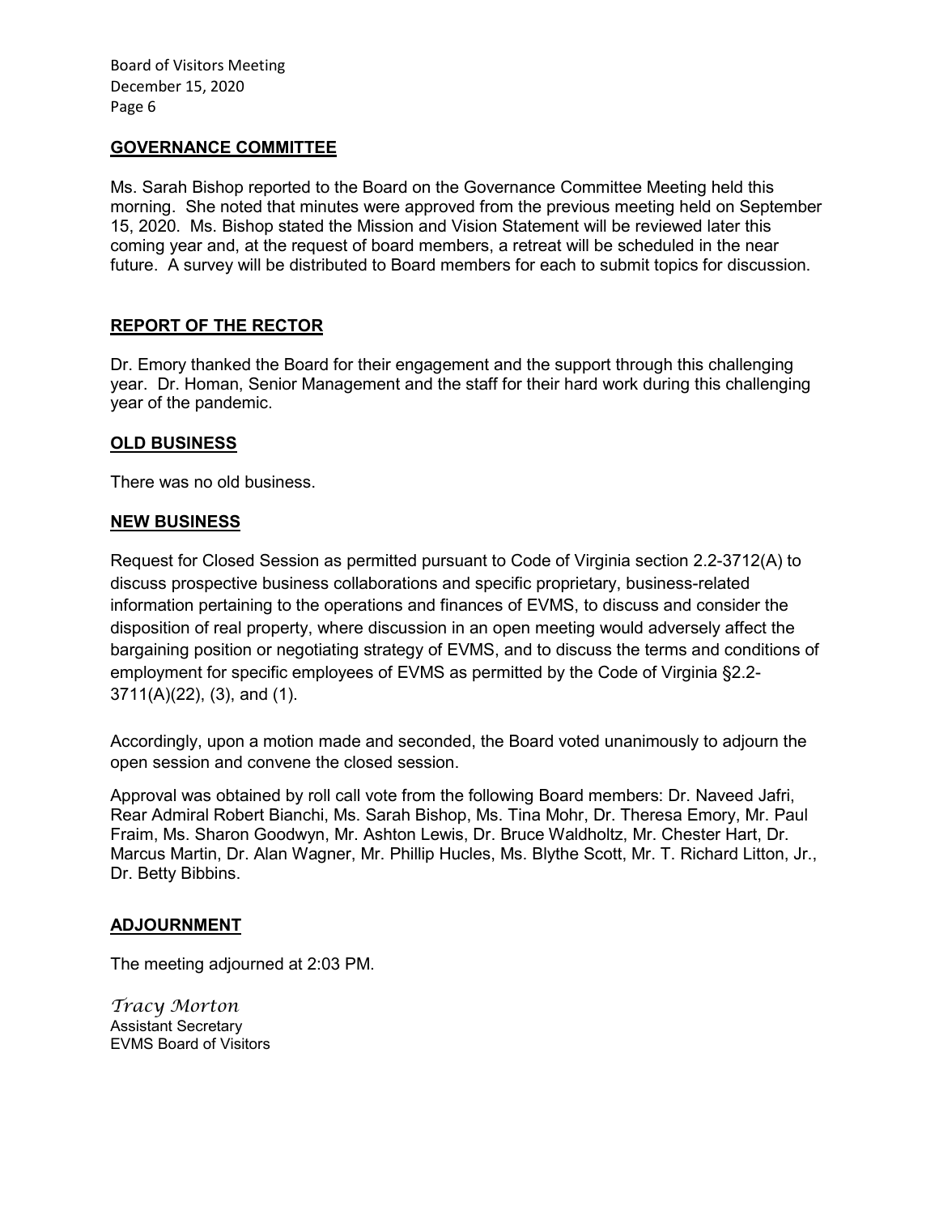## GOVERNANCE COMMITTEE

Ms. Sarah Bishop reported to the Board on the Governance Committee Meeting held this morning. She noted that minutes were approved from the previous meeting held on September 15, 2020. Ms. Bishop stated the Mission and Vision Statement will be reviewed later this coming year and, at the request of board members, a retreat will be scheduled in the near future. A survey will be distributed to Board members for each to submit topics for discussion.

## REPORT OF THE RECTOR

Dr. Emory thanked the Board for their engagement and the support through this challenging year. Dr. Homan, Senior Management and the staff for their hard work during this challenging year of the pandemic.

## OLD BUSINESS

There was no old business.

## NEW BUSINESS

Request for Closed Session as permitted pursuant to Code of Virginia section 2.2-3712(A) to discuss prospective business collaborations and specific proprietary, business-related information pertaining to the operations and finances of EVMS, to discuss and consider the disposition of real property, where discussion in an open meeting would adversely affect the bargaining position or negotiating strategy of EVMS, and to discuss the terms and conditions of employment for specific employees of EVMS as permitted by the Code of Virginia §2.2-3711(A)(22), (3), and (1).

Accordingly, upon a motion made and seconded, the Board voted unanimously to adjourn the open session and convene the closed session.

Approval was obtained by roll call vote from the following Board members: Dr. Naveed Jafri, Rear Admiral Robert Bianchi, Ms. Sarah Bishop, Ms. Tina Mohr, Dr. Theresa Emory, Mr. Paul Fraim, Ms. Sharon Goodwyn, Mr. Ashton Lewis, Dr. Bruce Waldholtz, Mr. Chester Hart, Dr. Marcus Martin, Dr. Alan Wagner, Mr. Phillip Hucles, Ms. Blythe Scott, Mr. T. Richard Litton, Jr., Dr. Betty Bibbins.

## ADJOURNMENT

The meeting adjourned at 2:03 PM.

*Tracy Morton*
Assistant Secretary
EVMS Board of Visitors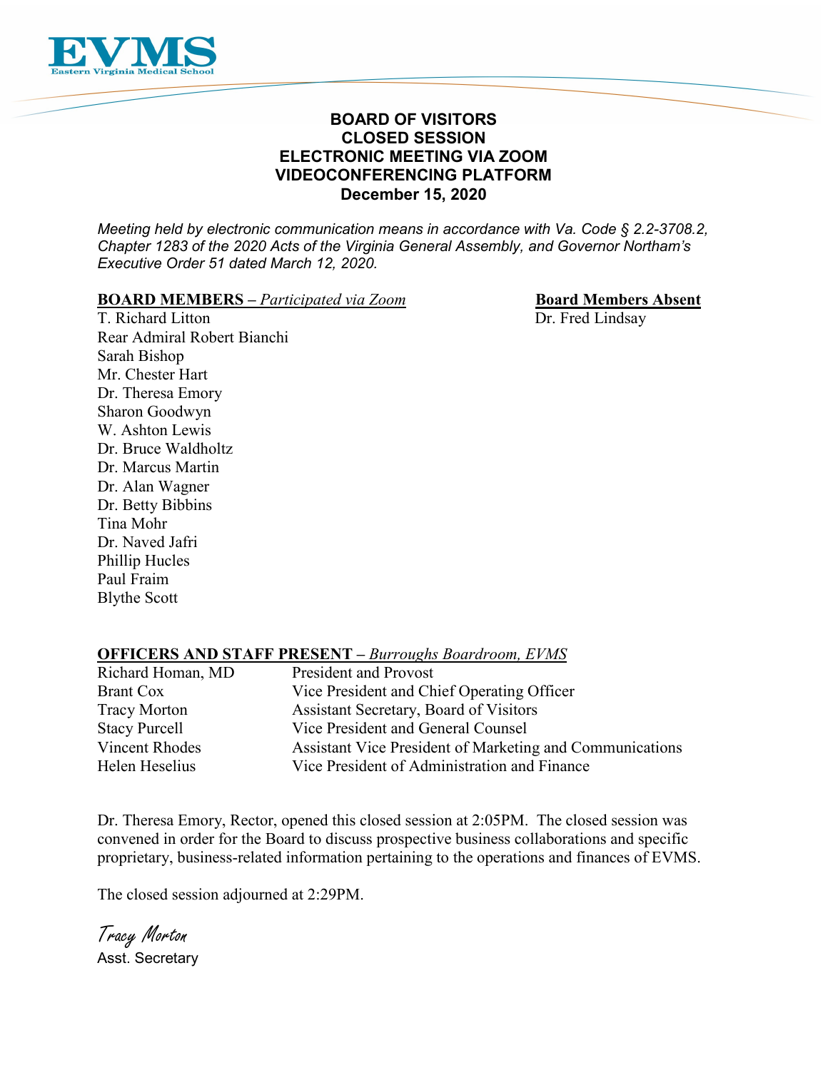# BOARD OF VISITORS
# CLOSED SESSION
# ELECTRONIC MEETING VIA ZOOM VIDEOCONFERENCING PLATFORM
# December 15, 2020

*Meeting held by electronic communication means in accordance with Va. Code § 2.2-3708.2, Chapter 1283 of the 2020 Acts of the Virginia General Assembly, and Governor Northam's Executive Order 51 dated March 12, 2020.*

**BOARD MEMBERS** – *Participated via Zoom*

T. Richard Litton
Rear Admiral Robert Bianchi
Sarah Bishop
Mr. Chester Hart
Dr. Theresa Emory
Sharon Goodwyn
W. Ashton Lewis
Dr. Bruce Waldholtz
Dr. Marcus Martin
Dr. Alan Wagner
Dr. Betty Bibbins
Tina Mohr
Dr. Naved Jafri
Phillip Hucles
Paul Fraim
Blythe Scott

**Board Members Absent**

Dr. Fred Lindsay

**OFFICERS AND STAFF PRESENT** – *Burroughs Boardroom, EVMS*

| | |
|---|---|
| Richard Homan, MD | President and Provost |
| Brant Cox | Vice President and Chief Operating Officer |
| Tracy Morton | Assistant Secretary, Board of Visitors |
| Stacy Purcell | Vice President and General Counsel |
| Vincent Rhodes | Assistant Vice President of Marketing and Communications |
| Helen Heselius | Vice President of Administration and Finance |

Dr. Theresa Emory, Rector, opened this closed session at 2:05PM. The closed session was convened in order for the Board to discuss prospective business collaborations and specific proprietary, business-related information pertaining to the operations and finances of EVMS.

The closed session adjourned at 2:29PM.

Tracy Morton
Asst. Secretary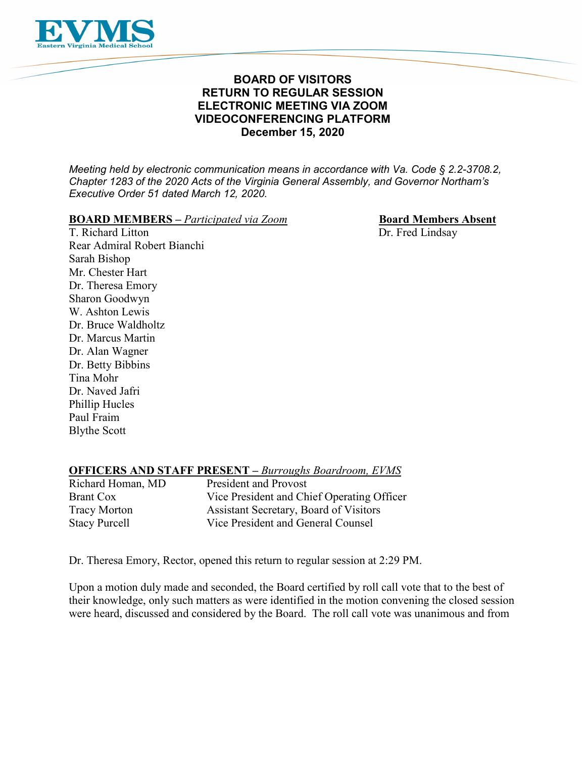**BOARD OF VISITORS**
**RETURN TO REGULAR SESSION**
**ELECTRONIC MEETING VIA ZOOM**
**VIDEOCONFERENCING PLATFORM**
**December 15, 2020**

*Meeting held by electronic communication means in accordance with Va. Code § 2.2-3708.2, Chapter 1283 of the 2020 Acts of the Virginia General Assembly, and Governor Northam's Executive Order 51 dated March 12, 2020.*

**BOARD MEMBERS** – *Participated via Zoom*

T. Richard Litton
Rear Admiral Robert Bianchi
Sarah Bishop
Mr. Chester Hart
Dr. Theresa Emory
Sharon Goodwyn
W. Ashton Lewis
Dr. Bruce Waldholtz
Dr. Marcus Martin
Dr. Alan Wagner
Dr. Betty Bibbins
Tina Mohr
Dr. Naved Jafri
Phillip Hucles
Paul Fraim
Blythe Scott

**Board Members Absent**

Dr. Fred Lindsay

**OFFICERS AND STAFF PRESENT** – *Burroughs Boardroom, EVMS*

| | |
|---|---|
| Richard Homan, MD | President and Provost |
| Brant Cox | Vice President and Chief Operating Officer |
| Tracy Morton | Assistant Secretary, Board of Visitors |
| Stacy Purcell | Vice President and General Counsel |

Dr. Theresa Emory, Rector, opened this return to regular session at 2:29 PM.

Upon a motion duly made and seconded, the Board certified by roll call vote that to the best of their knowledge, only such matters as were identified in the motion convening the closed session were heard, discussed and considered by the Board. The roll call vote was unanimous and from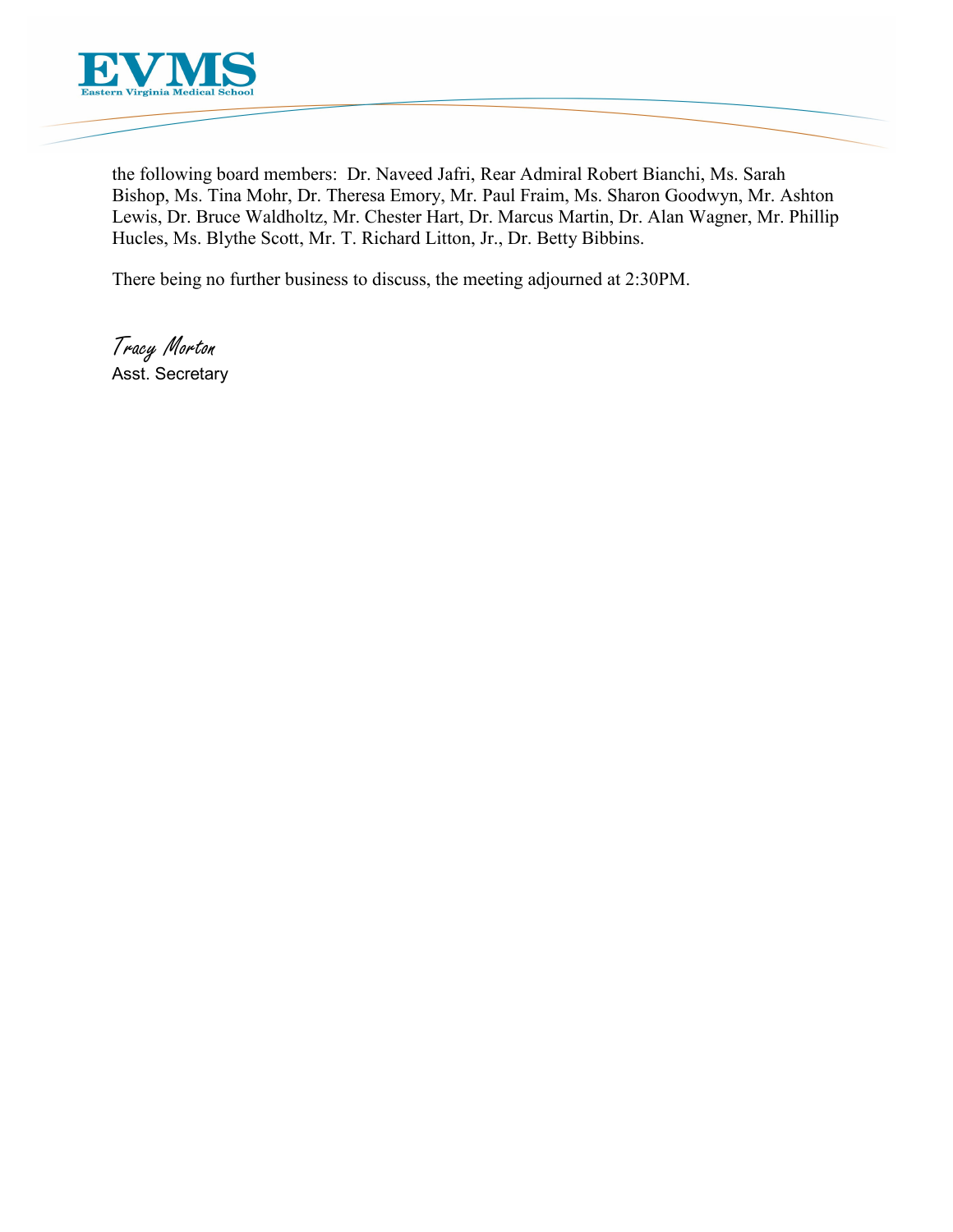the following board members:  Dr. Naveed Jafri, Rear Admiral Robert Bianchi, Ms. Sarah Bishop, Ms. Tina Mohr, Dr. Theresa Emory, Mr. Paul Fraim, Ms. Sharon Goodwyn, Mr. Ashton Lewis, Dr. Bruce Waldholtz, Mr. Chester Hart, Dr. Marcus Martin, Dr. Alan Wagner, Mr. Phillip Hucles, Ms. Blythe Scott, Mr. T. Richard Litton, Jr., Dr. Betty Bibbins.

There being no further business to discuss, the meeting adjourned at 2:30PM.

*Tracy Morton*
Asst. Secretary